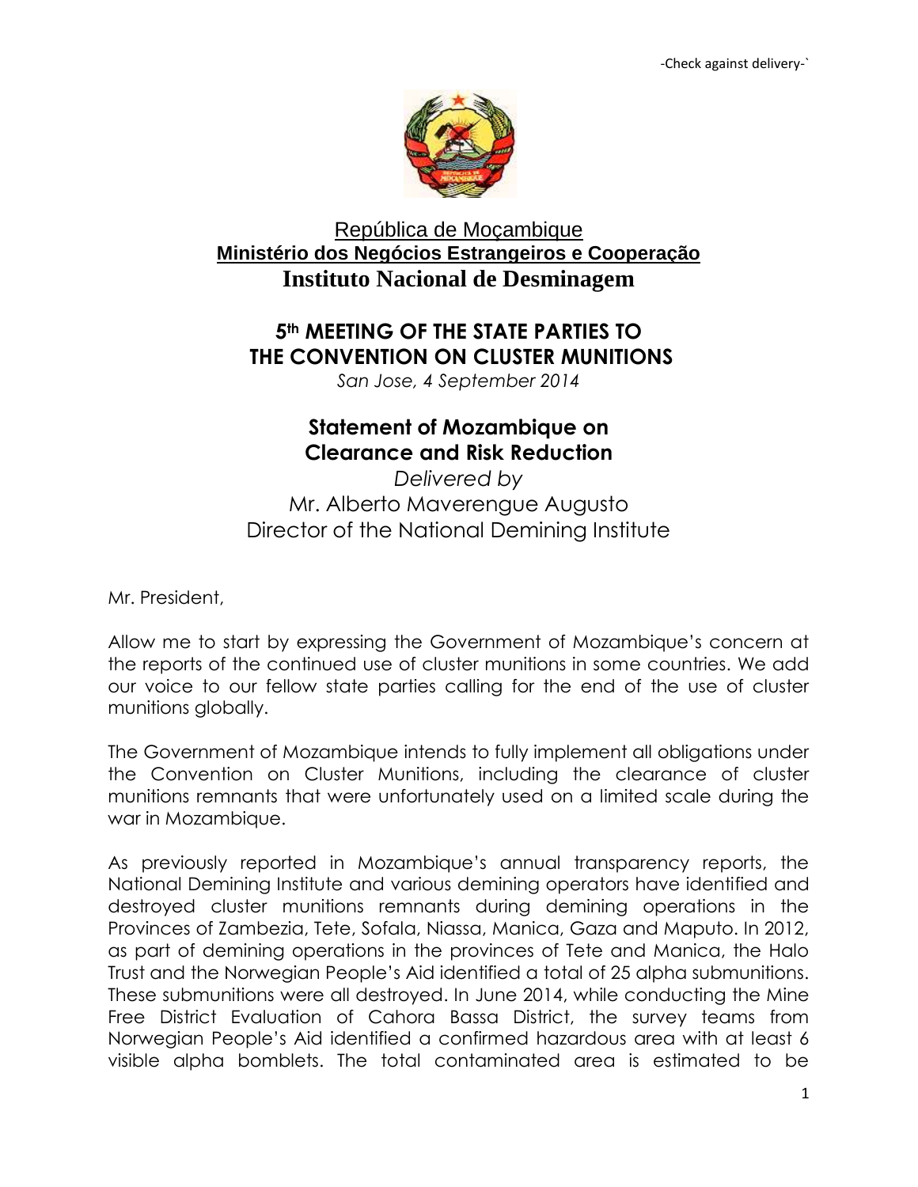-Check against delivery-`

República de Moçambique
**Ministério dos Negócios Estrangeiros e Cooperação**
**Instituto Nacional de Desminagem**

# 5th MEETING OF THE STATE PARTIES TO THE CONVENTION ON CLUSTER MUNITIONS

*San Jose, 4 September 2014*

## Statement of Mozambique on Clearance and Risk Reduction

*Delivered by*
Mr. Alberto Maverengue Augusto
Director of the National Demining Institute

Mr. President,

Allow me to start by expressing the Government of Mozambique's concern at the reports of the continued use of cluster munitions in some countries. We add our voice to our fellow state parties calling for the end of the use of cluster munitions globally.

The Government of Mozambique intends to fully implement all obligations under the Convention on Cluster Munitions, including the clearance of cluster munitions remnants that were unfortunately used on a limited scale during the war in Mozambique.

As previously reported in Mozambique's annual transparency reports, the National Demining Institute and various demining operators have identified and destroyed cluster munitions remnants during demining operations in the Provinces of Zambezia, Tete, Sofala, Niassa, Manica, Gaza and Maputo. In 2012, as part of demining operations in the provinces of Tete and Manica, the Halo Trust and the Norwegian People's Aid identified a total of 25 alpha submunitions. These submunitions were all destroyed. In June 2014, while conducting the Mine Free District Evaluation of Cahora Bassa District, the survey teams from Norwegian People's Aid identified a confirmed hazardous area with at least 6 visible alpha bomblets. The total contaminated area is estimated to be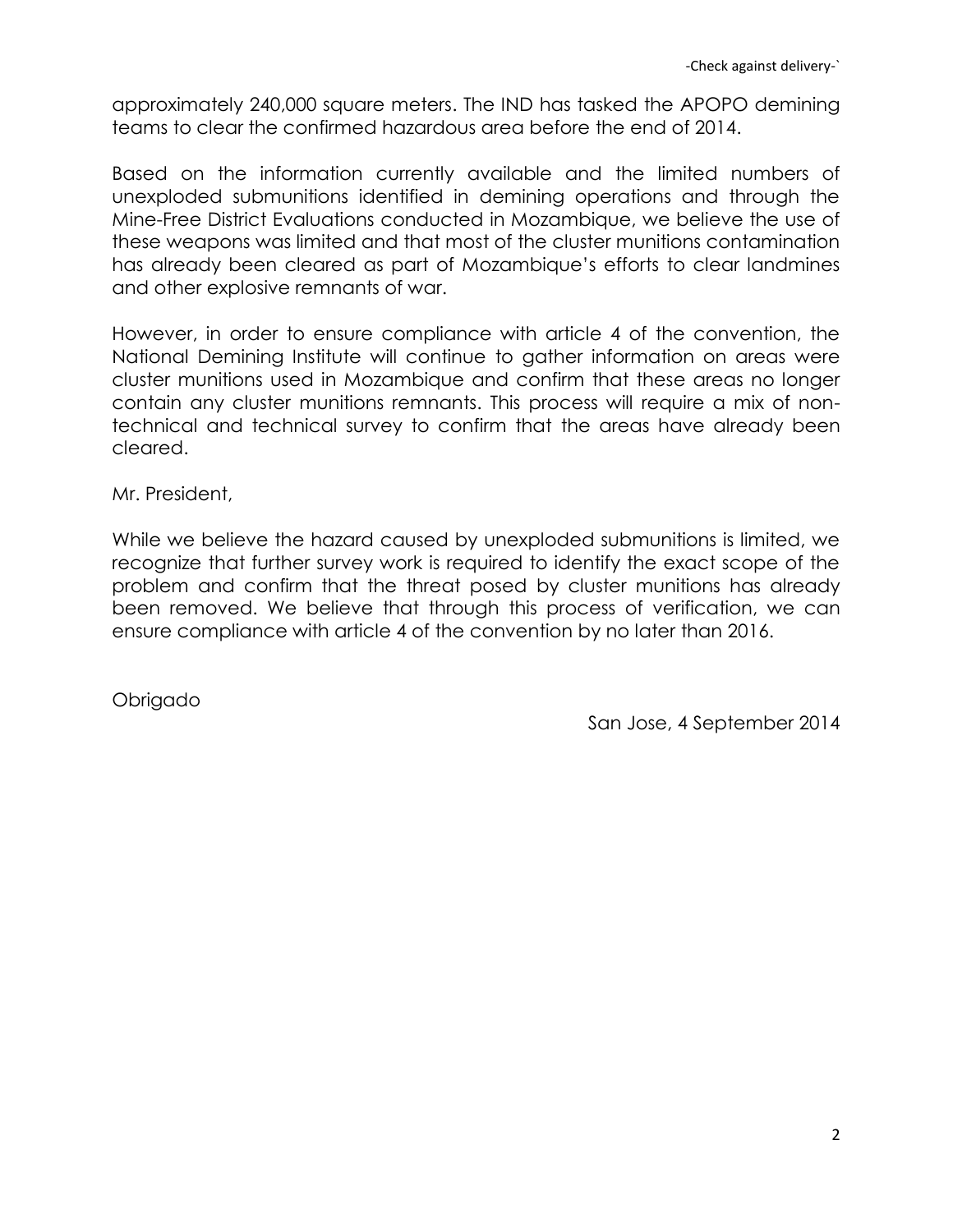approximately 240,000 square meters. The IND has tasked the APOPO demining teams to clear the confirmed hazardous area before the end of 2014.

Based on the information currently available and the limited numbers of unexploded submunitions identified in demining operations and through the Mine-Free District Evaluations conducted in Mozambique, we believe the use of these weapons was limited and that most of the cluster munitions contamination has already been cleared as part of Mozambique's efforts to clear landmines and other explosive remnants of war.

However, in order to ensure compliance with article 4 of the convention, the National Demining Institute will continue to gather information on areas were cluster munitions used in Mozambique and confirm that these areas no longer contain any cluster munitions remnants. This process will require a mix of non-technical and technical survey to confirm that the areas have already been cleared.

Mr. President,

While we believe the hazard caused by unexploded submunitions is limited, we recognize that further survey work is required to identify the exact scope of the problem and confirm that the threat posed by cluster munitions has already been removed. We believe that through this process of verification, we can ensure compliance with article 4 of the convention by no later than 2016.

Obrigado

San Jose, 4 September 2014